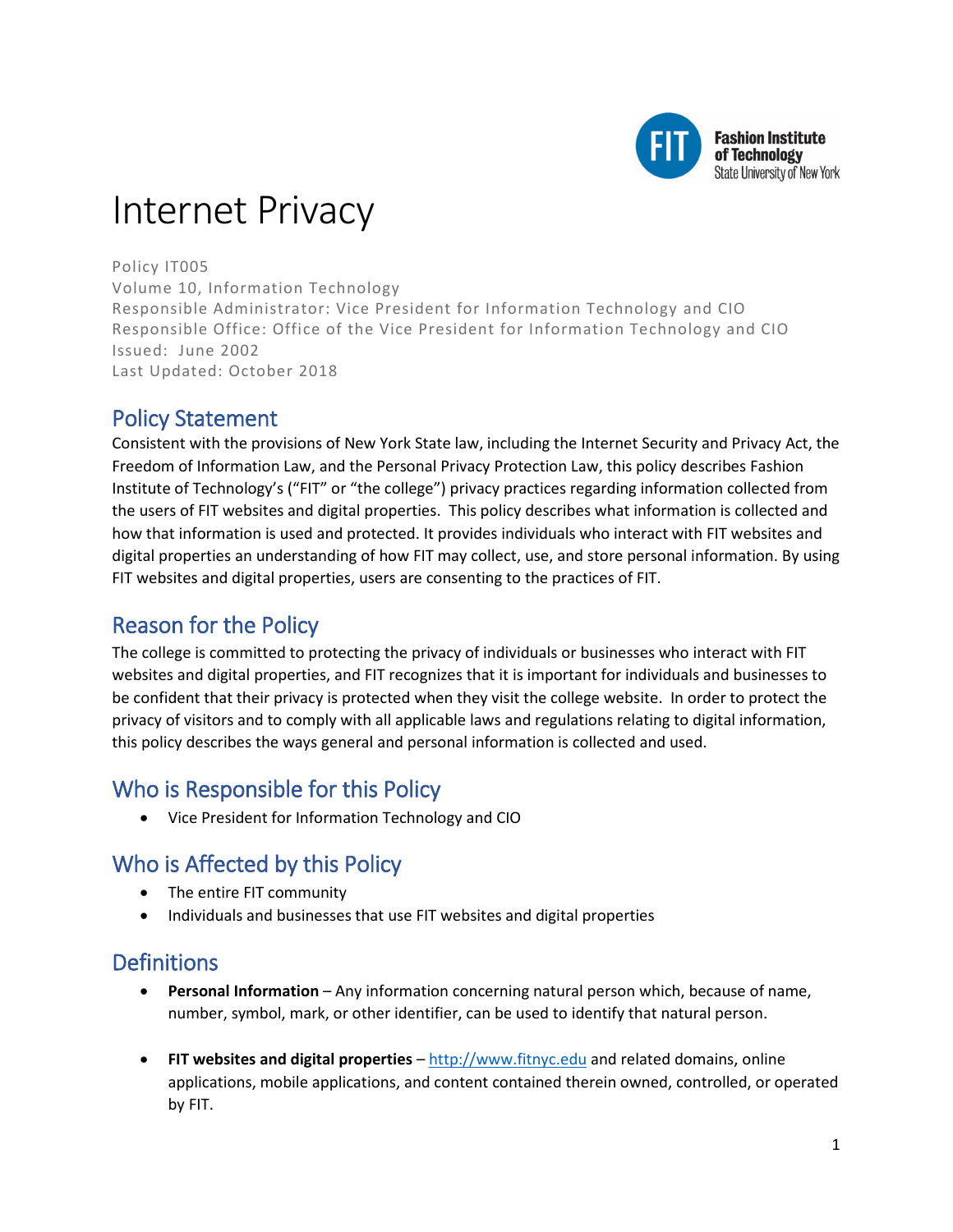# Internet Privacy

Policy IT005
Volume 10, Information Technology
Responsible Administrator: Vice President for Information Technology and CIO
Responsible Office: Office of the Vice President for Information Technology and CIO
Issued: June 2002
Last Updated: October 2018

## Policy Statement

Consistent with the provisions of New York State law, including the Internet Security and Privacy Act, the Freedom of Information Law, and the Personal Privacy Protection Law, this policy describes Fashion Institute of Technology's ("FIT" or "the college") privacy practices regarding information collected from the users of FIT websites and digital properties. This policy describes what information is collected and how that information is used and protected. It provides individuals who interact with FIT websites and digital properties an understanding of how FIT may collect, use, and store personal information. By using FIT websites and digital properties, users are consenting to the practices of FIT.

## Reason for the Policy

The college is committed to protecting the privacy of individuals or businesses who interact with FIT websites and digital properties, and FIT recognizes that it is important for individuals and businesses to be confident that their privacy is protected when they visit the college website. In order to protect the privacy of visitors and to comply with all applicable laws and regulations relating to digital information, this policy describes the ways general and personal information is collected and used.

## Who is Responsible for this Policy

- Vice President for Information Technology and CIO

## Who is Affected by this Policy

- The entire FIT community
- Individuals and businesses that use FIT websites and digital properties

## Definitions

- **Personal Information** – Any information concerning natural person which, because of name, number, symbol, mark, or other identifier, can be used to identify that natural person.
- **FIT websites and digital properties** – http://www.fitnyc.edu and related domains, online applications, mobile applications, and content contained therein owned, controlled, or operated by FIT.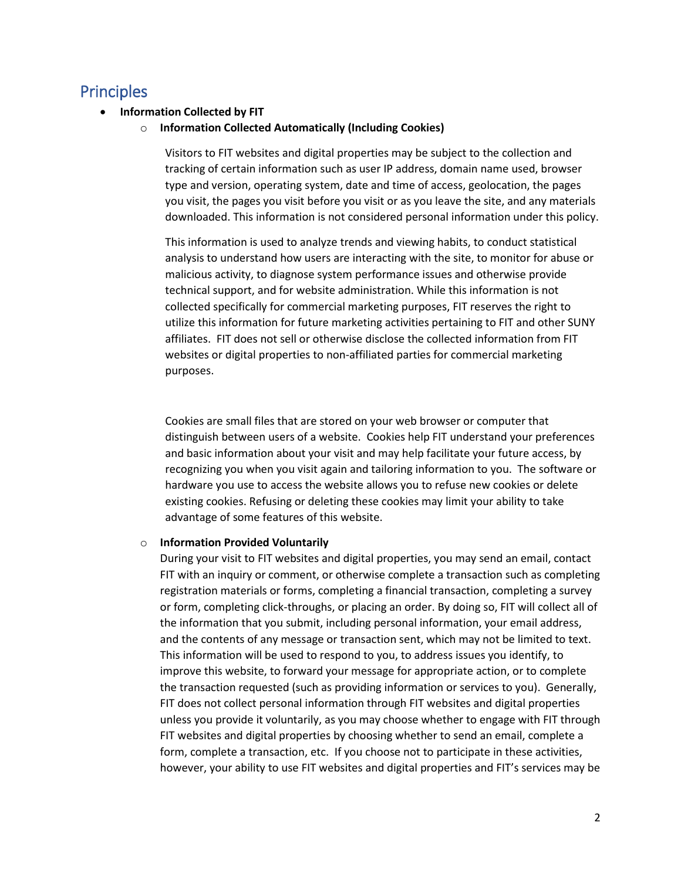## Principles

- **Information Collected by FIT**
    - **Information Collected Automatically (Including Cookies)**

      Visitors to FIT websites and digital properties may be subject to the collection and tracking of certain information such as user IP address, domain name used, browser type and version, operating system, date and time of access, geolocation, the pages you visit, the pages you visit before you visit or as you leave the site, and any materials downloaded. This information is not considered personal information under this policy.

      This information is used to analyze trends and viewing habits, to conduct statistical analysis to understand how users are interacting with the site, to monitor for abuse or malicious activity, to diagnose system performance issues and otherwise provide technical support, and for website administration. While this information is not collected specifically for commercial marketing purposes, FIT reserves the right to utilize this information for future marketing activities pertaining to FIT and other SUNY affiliates. FIT does not sell or otherwise disclose the collected information from FIT websites or digital properties to non-affiliated parties for commercial marketing purposes.

      Cookies are small files that are stored on your web browser or computer that distinguish between users of a website. Cookies help FIT understand your preferences and basic information about your visit and may help facilitate your future access, by recognizing you when you visit again and tailoring information to you. The software or hardware you use to access the website allows you to refuse new cookies or delete existing cookies. Refusing or deleting these cookies may limit your ability to take advantage of some features of this website.

    - **Information Provided Voluntarily**

      During your visit to FIT websites and digital properties, you may send an email, contact FIT with an inquiry or comment, or otherwise complete a transaction such as completing registration materials or forms, completing a financial transaction, completing a survey or form, completing click-throughs, or placing an order. By doing so, FIT will collect all of the information that you submit, including personal information, your email address, and the contents of any message or transaction sent, which may not be limited to text. This information will be used to respond to you, to address issues you identify, to improve this website, to forward your message for appropriate action, or to complete the transaction requested (such as providing information or services to you). Generally, FIT does not collect personal information through FIT websites and digital properties unless you provide it voluntarily, as you may choose whether to engage with FIT through FIT websites and digital properties by choosing whether to send an email, complete a form, complete a transaction, etc. If you choose not to participate in these activities, however, your ability to use FIT websites and digital properties and FIT's services may be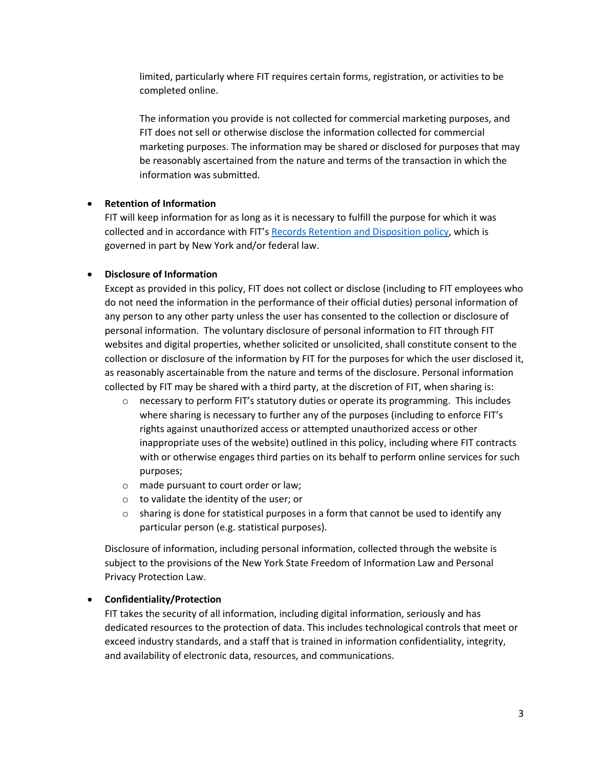limited, particularly where FIT requires certain forms, registration, or activities to be completed online.

The information you provide is not collected for commercial marketing purposes, and FIT does not sell or otherwise disclose the information collected for commercial marketing purposes. The information may be shared or disclosed for purposes that may be reasonably ascertained from the nature and terms of the transaction in which the information was submitted.

- **Retention of Information**
  FIT will keep information for as long as it is necessary to fulfill the purpose for which it was collected and in accordance with FIT's Records Retention and Disposition policy, which is governed in part by New York and/or federal law.

- **Disclosure of Information**
  Except as provided in this policy, FIT does not collect or disclose (including to FIT employees who do not need the information in the performance of their official duties) personal information of any person to any other party unless the user has consented to the collection or disclosure of personal information. The voluntary disclosure of personal information to FIT through FIT websites and digital properties, whether solicited or unsolicited, shall constitute consent to the collection or disclosure of the information by FIT for the purposes for which the user disclosed it, as reasonably ascertainable from the nature and terms of the disclosure. Personal information collected by FIT may be shared with a third party, at the discretion of FIT, when sharing is:
  - necessary to perform FIT's statutory duties or operate its programming. This includes where sharing is necessary to further any of the purposes (including to enforce FIT's rights against unauthorized access or attempted unauthorized access or other inappropriate uses of the website) outlined in this policy, including where FIT contracts with or otherwise engages third parties on its behalf to perform online services for such purposes;
  - made pursuant to court order or law;
  - to validate the identity of the user; or
  - sharing is done for statistical purposes in a form that cannot be used to identify any particular person (e.g. statistical purposes).

  Disclosure of information, including personal information, collected through the website is subject to the provisions of the New York State Freedom of Information Law and Personal Privacy Protection Law.

- **Confidentiality/Protection**
  FIT takes the security of all information, including digital information, seriously and has dedicated resources to the protection of data. This includes technological controls that meet or exceed industry standards, and a staff that is trained in information confidentiality, integrity, and availability of electronic data, resources, and communications.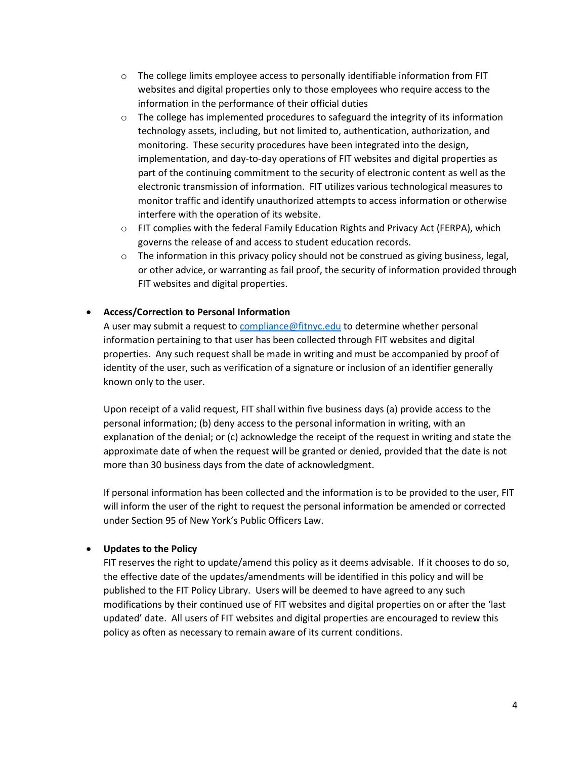- The college limits employee access to personally identifiable information from FIT websites and digital properties only to those employees who require access to the information in the performance of their official duties
  - The college has implemented procedures to safeguard the integrity of its information technology assets, including, but not limited to, authentication, authorization, and monitoring. These security procedures have been integrated into the design, implementation, and day-to-day operations of FIT websites and digital properties as part of the continuing commitment to the security of electronic content as well as the electronic transmission of information. FIT utilizes various technological measures to monitor traffic and identify unauthorized attempts to access information or otherwise interfere with the operation of its website.
  - FIT complies with the federal Family Education Rights and Privacy Act (FERPA), which governs the release of and access to student education records.
  - The information in this privacy policy should not be construed as giving business, legal, or other advice, or warranting as fail proof, the security of information provided through FIT websites and digital properties.

- **Access/Correction to Personal Information**

  A user may submit a request to [compliance@fitnyc.edu](mailto:compliance@fitnyc.edu) to determine whether personal information pertaining to that user has been collected through FIT websites and digital properties. Any such request shall be made in writing and must be accompanied by proof of identity of the user, such as verification of a signature or inclusion of an identifier generally known only to the user.

  Upon receipt of a valid request, FIT shall within five business days (a) provide access to the personal information; (b) deny access to the personal information in writing, with an explanation of the denial; or (c) acknowledge the receipt of the request in writing and state the approximate date of when the request will be granted or denied, provided that the date is not more than 30 business days from the date of acknowledgment.

  If personal information has been collected and the information is to be provided to the user, FIT will inform the user of the right to request the personal information be amended or corrected under Section 95 of New York's Public Officers Law.

- **Updates to the Policy**

  FIT reserves the right to update/amend this policy as it deems advisable. If it chooses to do so, the effective date of the updates/amendments will be identified in this policy and will be published to the FIT Policy Library. Users will be deemed to have agreed to any such modifications by their continued use of FIT websites and digital properties on or after the 'last updated' date. All users of FIT websites and digital properties are encouraged to review this policy as often as necessary to remain aware of its current conditions.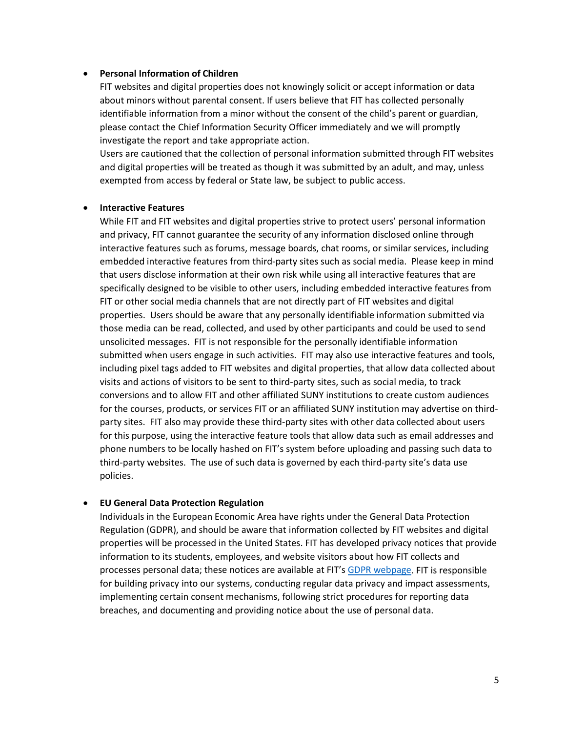- **Personal Information of Children**
  FIT websites and digital properties does not knowingly solicit or accept information or data about minors without parental consent. If users believe that FIT has collected personally identifiable information from a minor without the consent of the child's parent or guardian, please contact the Chief Information Security Officer immediately and we will promptly investigate the report and take appropriate action.
  Users are cautioned that the collection of personal information submitted through FIT websites and digital properties will be treated as though it was submitted by an adult, and may, unless exempted from access by federal or State law, be subject to public access.

- **Interactive Features**
  While FIT and FIT websites and digital properties strive to protect users' personal information and privacy, FIT cannot guarantee the security of any information disclosed online through interactive features such as forums, message boards, chat rooms, or similar services, including embedded interactive features from third-party sites such as social media. Please keep in mind that users disclose information at their own risk while using all interactive features that are specifically designed to be visible to other users, including embedded interactive features from FIT or other social media channels that are not directly part of FIT websites and digital properties. Users should be aware that any personally identifiable information submitted via those media can be read, collected, and used by other participants and could be used to send unsolicited messages. FIT is not responsible for the personally identifiable information submitted when users engage in such activities. FIT may also use interactive features and tools, including pixel tags added to FIT websites and digital properties, that allow data collected about visits and actions of visitors to be sent to third-party sites, such as social media, to track conversions and to allow FIT and other affiliated SUNY institutions to create custom audiences for the courses, products, or services FIT or an affiliated SUNY institution may advertise on third-party sites. FIT also may provide these third-party sites with other data collected about users for this purpose, using the interactive feature tools that allow data such as email addresses and phone numbers to be locally hashed on FIT's system before uploading and passing such data to third-party websites. The use of such data is governed by each third-party site's data use policies.

- **EU General Data Protection Regulation**
  Individuals in the European Economic Area have rights under the General Data Protection Regulation (GDPR), and should be aware that information collected by FIT websites and digital properties will be processed in the United States. FIT has developed privacy notices that provide information to its students, employees, and website visitors about how FIT collects and processes personal data; these notices are available at FIT's GDPR webpage. FIT is responsible for building privacy into our systems, conducting regular data privacy and impact assessments, implementing certain consent mechanisms, following strict procedures for reporting data breaches, and documenting and providing notice about the use of personal data.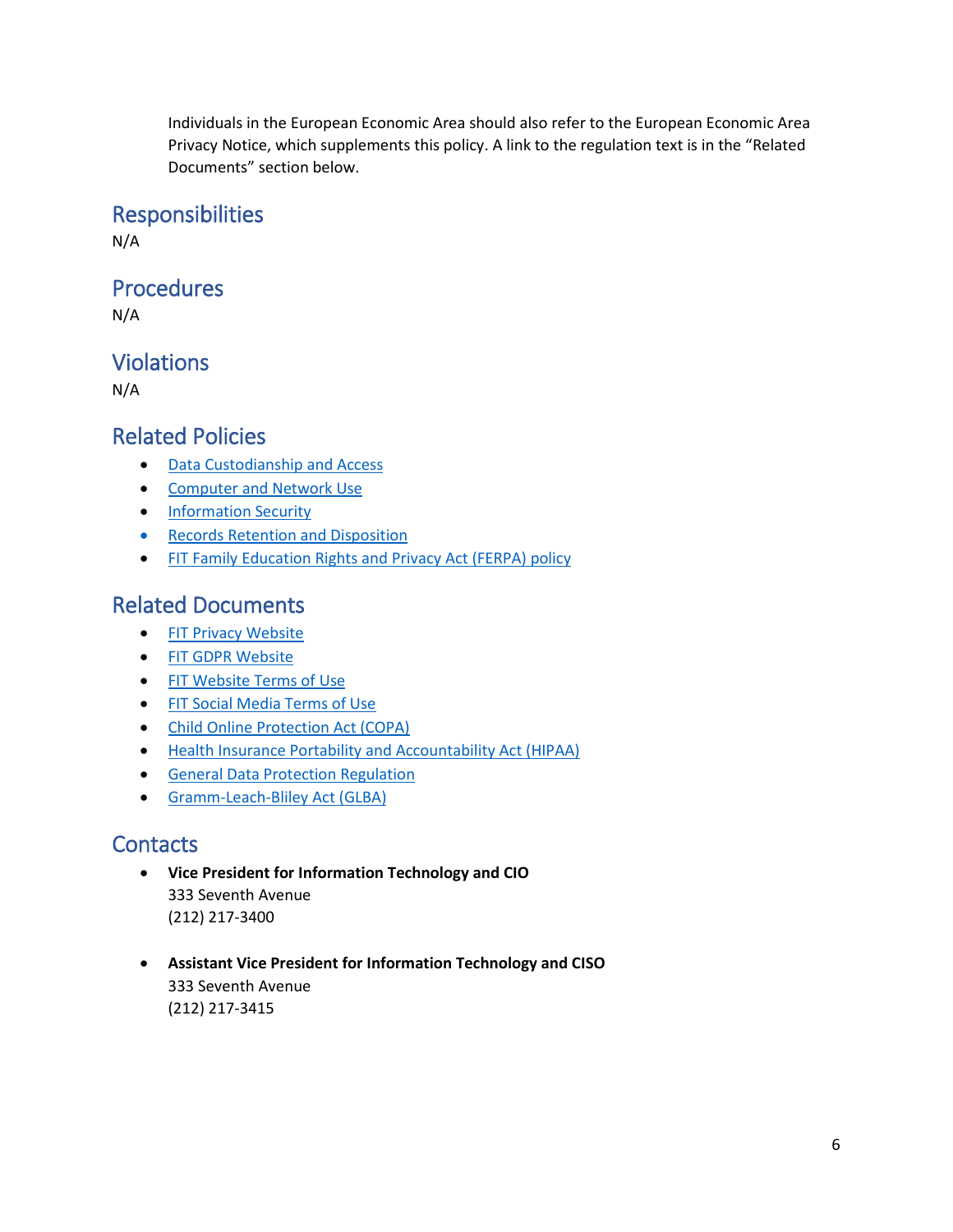Individuals in the European Economic Area should also refer to the European Economic Area Privacy Notice, which supplements this policy. A link to the regulation text is in the "Related Documents" section below.

## Responsibilities

N/A

## Procedures

N/A

## Violations

N/A

## Related Policies

- Data Custodianship and Access
- Computer and Network Use
- Information Security
- Records Retention and Disposition
- FIT Family Education Rights and Privacy Act (FERPA) policy

## Related Documents

- FIT Privacy Website
- FIT GDPR Website
- FIT Website Terms of Use
- FIT Social Media Terms of Use
- Child Online Protection Act (COPA)
- Health Insurance Portability and Accountability Act (HIPAA)
- General Data Protection Regulation
- Gramm-Leach-Bliley Act (GLBA)

## Contacts

- **Vice President for Information Technology and CIO**
  333 Seventh Avenue
  (212) 217-3400

- **Assistant Vice President for Information Technology and CISO**
  333 Seventh Avenue
  (212) 217-3415